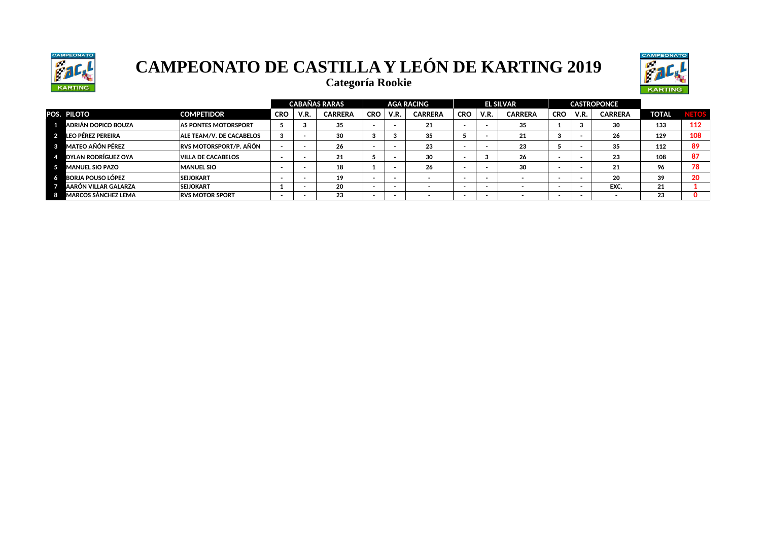# CAMPEONATO DE CASTILLA Y LEÓN DE KARTING 2019

## Categoría Rookie

| POS. | PILOTO | COMPETIDOR | CABAÑAS RARAS | | | AGA RACING | | | EL SILVAR | | | CASTROPONCE | | | TOTAL | NETOS |
|---|---|---|---|---|---|---|---|---|---|---|---|---|---|---|---|---|
| | | | CRO | V.R. | CARRERA | CRO | V.R. | CARRERA | CRO | V.R. | CARRERA | CRO | V.R. | CARRERA | | |
| 1 | ADRIÁN DOPICO BOUZA | AS PONTES MOTORSPORT | 5 | 3 | 35 | - | - | 21 | - | - | 35 | 1 | 3 | 30 | 133 | 112 |
| 2 | LEO PÉREZ PEREIRA | ALE TEAM/V. DE CACABELOS | 3 | - | 30 | 3 | 3 | 35 | 5 | - | 21 | 3 | - | 26 | 129 | 108 |
| 3 | MATEO AÑÓN PÉREZ | RVS MOTORSPORT/P. AÑÓN | - | - | 26 | - | - | 23 | - | - | 23 | 5 | - | 35 | 112 | 89 |
| 4 | DYLAN RODRÍGUEZ OYA | VILLA DE CACABELOS | - | - | 21 | 5 | - | 30 | - | 3 | 26 | - | - | 23 | 108 | 87 |
| 5 | MANUEL SIO PAZO | MANUEL SIO | - | - | 18 | 1 | - | 26 | - | - | 30 | - | - | 21 | 96 | 78 |
| 6 | BORJA POUSO LÓPEZ | SEIJOKART | - | - | 19 | - | - | - | - | - | - | - | - | 20 | 39 | 20 |
| 7 | AARÓN VILLAR GALARZA | SEIJOKART | 1 | - | 20 | - | - | - | - | - | - | - | - | EXC. | 21 | 1 |
| 8 | MARCOS SÁNCHEZ LEMA | RVS MOTOR SPORT | - | - | 23 | - | - | - | - | - | - | - | - | - | 23 | 0 |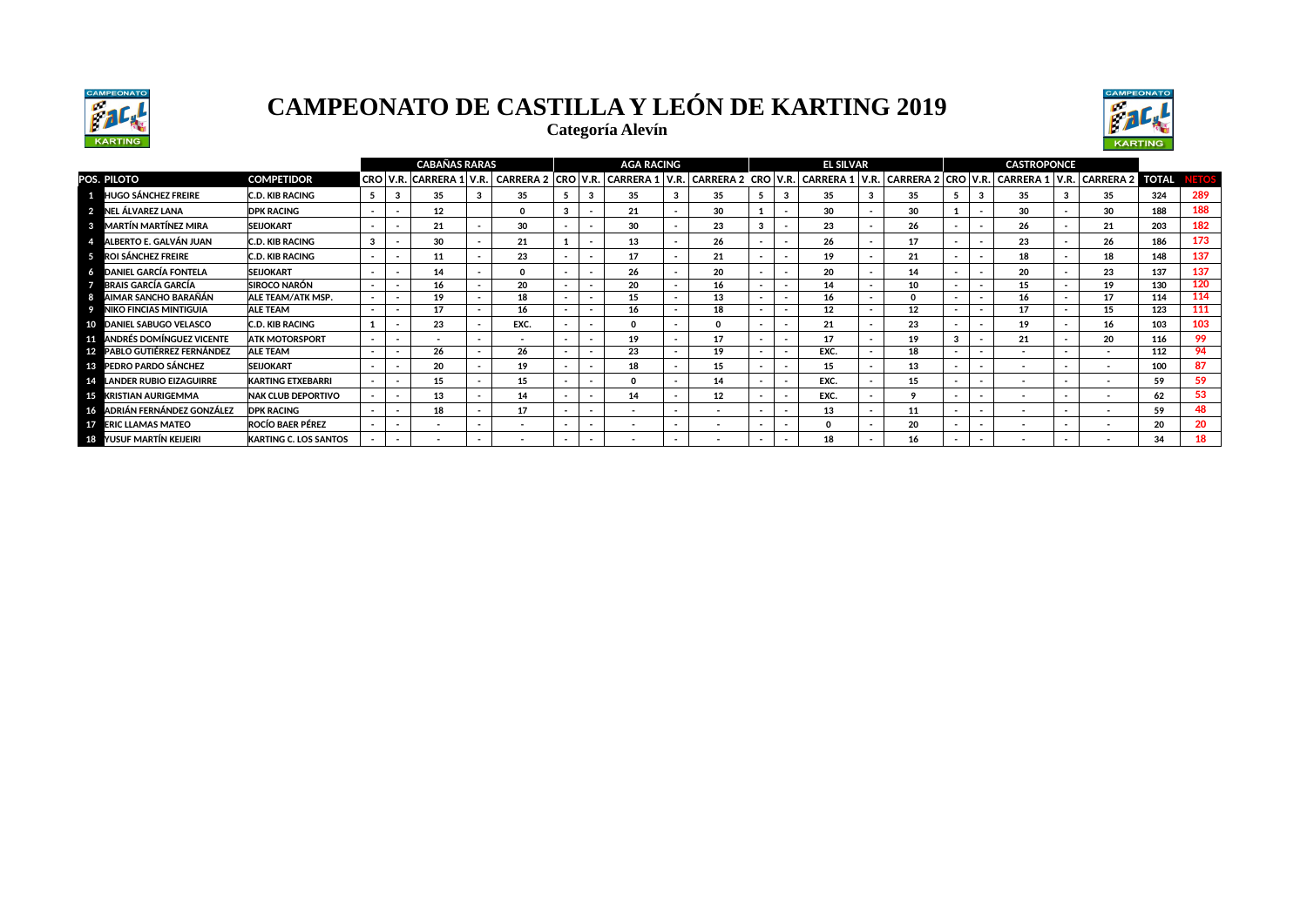# CAMPEONATO DE CASTILLA Y LEÓN DE KARTING 2019

## Categoría Alevín

| | | | CABAÑAS RARAS | | | | | AGA RACING | | | | | EL SILVAR | | | | | CASTROPONCE | | | | | | |
|---|---|---|---|---|---|---|---|---|---|---|---|---|---|---|---|---|---|---|---|---|---|---|---|---|
| POS. | PILOTO | COMPETIDOR | CRO | V.R. | CARRERA 1 | V.R. | CARRERA 2 | CRO | V.R. | CARRERA 1 | V.R. | CARRERA 2 | CRO | V.R. | CARRERA 1 | V.R. | CARRERA 2 | CRO | V.R. | CARRERA 1 | V.R. | CARRERA 2 | TOTAL | NETOS |
| 1 | HUGO SÁNCHEZ FREIRE | C.D. KIB RACING | 5 | 3 | 35 | 3 | 35 | 5 | 3 | 35 | 3 | 35 | 5 | 3 | 35 | 3 | 35 | 5 | 3 | 35 | 3 | 35 | 324 | 289 |
| 2 | NEL ÁLVAREZ LANA | DPK RACING | - | - | 12 | | 0 | 3 | - | 21 | - | 30 | 1 | - | 30 | - | 30 | 1 | - | 30 | - | 30 | 188 | 188 |
| 3 | MARTÍN MARTÍNEZ MIRA | SEIJOKART | - | - | 21 | - | 30 | - | - | 30 | - | 23 | 3 | - | 23 | - | 26 | - | - | 26 | - | 21 | 203 | 182 |
| 4 | ALBERTO E. GALVÁN JUAN | C.D. KIB RACING | 3 | - | 30 | - | 21 | 1 | - | 13 | - | 26 | - | - | 26 | - | 17 | - | - | 23 | - | 26 | 186 | 173 |
| 5 | ROI SÁNCHEZ FREIRE | C.D. KIB RACING | - | - | 11 | - | 23 | - | - | 17 | - | 21 | - | - | 19 | - | 21 | - | - | 18 | - | 18 | 148 | 137 |
| 6 | DANIEL GARCÍA FONTELA | SEIJOKART | - | - | 14 | - | 0 | - | - | 26 | - | 20 | - | - | 20 | - | 14 | - | - | 20 | - | 23 | 137 | 137 |
| 7 | BRAIS GARCÍA GARCÍA | SIROCO NARÓN | - | - | 16 | - | 20 | - | - | 20 | - | 16 | - | - | 14 | - | 10 | - | - | 15 | - | 19 | 130 | 120 |
| 8 | AIMAR SANCHO BARAÑÁN | ALE TEAM/ATK MSP. | - | - | 19 | - | 18 | - | - | 15 | - | 13 | - | - | 16 | - | 0 | - | - | 16 | - | 17 | 114 | 114 |
| 9 | NIKO FINCIAS MINTIGUIA | ALE TEAM | - | - | 17 | - | 16 | - | - | 16 | - | 18 | - | - | 12 | - | 12 | - | - | 17 | - | 15 | 123 | 111 |
| 10 | DANIEL SABUGO VELASCO | C.D. KIB RACING | 1 | - | 23 | - | EXC. | - | - | 0 | - | 0 | - | - | 21 | - | 23 | - | - | 19 | - | 16 | 103 | 103 |
| 11 | ANDRÉS DOMÍNGUEZ VICENTE | ATK MOTORSPORT | - | - | - | - | - | - | - | 19 | - | 17 | - | - | 17 | - | 19 | 3 | - | 21 | - | 20 | 116 | 99 |
| 12 | PABLO GUTIÉRREZ FERNÁNDEZ | ALE TEAM | - | - | 26 | - | 26 | - | - | 23 | - | 19 | - | - | EXC. | - | 18 | - | - | - | - | - | 112 | 94 |
| 13 | PEDRO PARDO SÁNCHEZ | SEIJOKART | - | - | 20 | - | 19 | - | - | 18 | - | 15 | - | - | 15 | - | 13 | - | - | - | - | - | 100 | 87 |
| 14 | LANDER RUBIO EIZAGUIRRE | KARTING ETXEBARRI | - | - | 15 | - | 15 | - | - | 0 | - | 14 | - | - | EXC. | - | 15 | - | - | - | - | - | 59 | 59 |
| 15 | KRISTIAN AURIGEMMA | NAK CLUB DEPORTIVO | - | - | 13 | - | 14 | - | - | 14 | - | 12 | - | - | EXC. | - | 9 | - | - | - | - | - | 62 | 53 |
| 16 | ADRIÁN FERNÁNDEZ GONZÁLEZ | DPK RACING | - | - | 18 | - | 17 | - | - | - | - | - | - | - | 13 | - | 11 | - | - | - | - | - | 59 | 48 |
| 17 | ERIC LLAMAS MATEO | ROCÍO BAER PÉREZ | - | - | - | - | - | - | - | - | - | - | - | - | 0 | - | 20 | - | - | - | - | - | 20 | 20 |
| 18 | YUSUF MARTÍN KEIJEIRI | KARTING C. LOS SANTOS | - | - | - | - | - | - | - | - | - | - | - | - | 18 | - | 16 | - | - | - | - | - | 34 | 18 |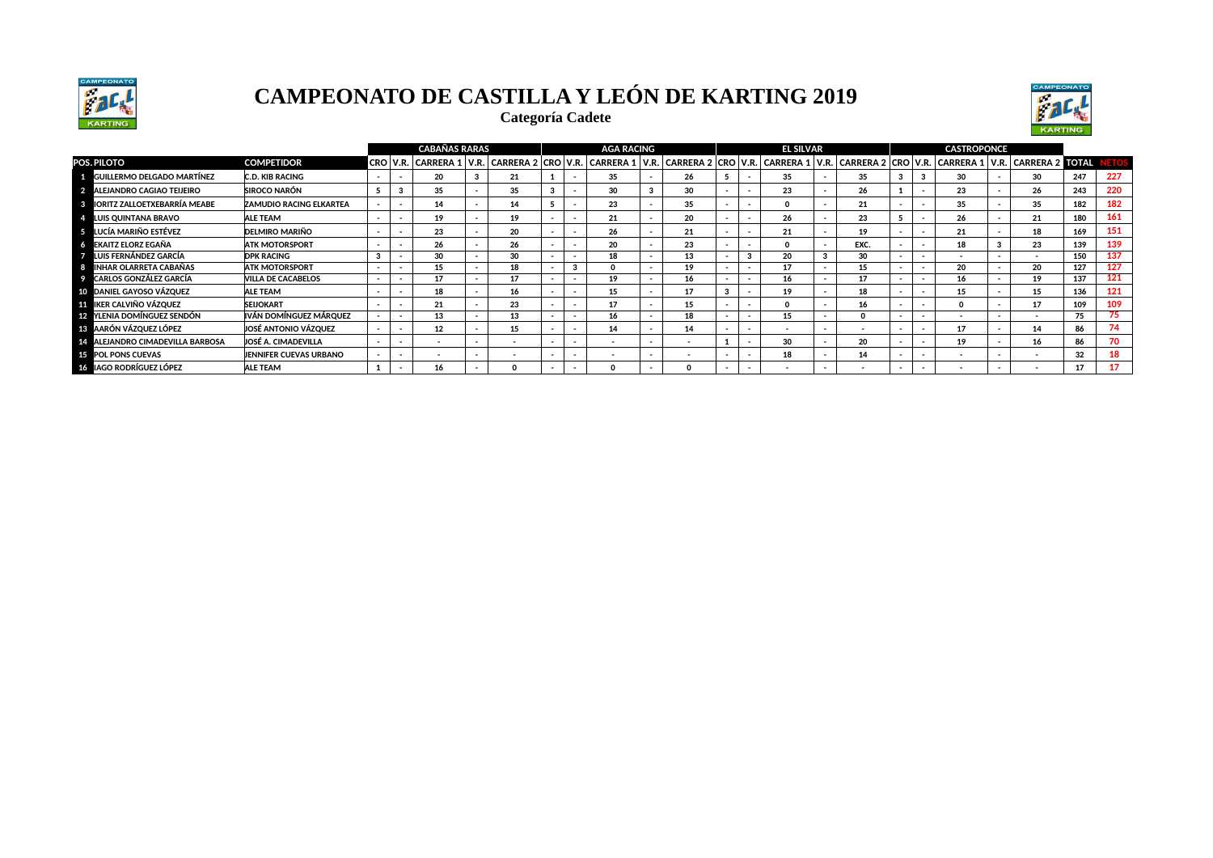# CAMPEONATO DE CASTILLA Y LEÓN DE KARTING 2019

## Categoría Cadete

| | | | CABAÑAS RARAS | | | | | | AGA RACING | | | | | | EL SILVAR | | | | | | CASTROPONCE | | | | | | | |
|---|---|---|---|---|---|---|---|---|---|---|---|---|---|---|---|---|---|---|---|---|---|---|---|---|---|---|---|---|
| POS. | PILOTO | COMPETIDOR | CRO | V.R. | CARRERA 1 | V.R. | CARRERA 2 | CRO | V.R. | CARRERA 1 | V.R. | CARRERA 2 | CRO | V.R. | CARRERA 1 | V.R. | CARRERA 2 | CRO | V.R. | CARRERA 1 | V.R. | CARRERA 2 | CRO | V.R. | CARRERA 1 | V.R. | CARRERA 2 | TOTAL | NETOS |
| 1 | GUILLERMO DELGADO MARTÍNEZ | C.D. KIB RACING | - | - | 20 | 3 | 21 | 1 | - | 35 | - | 26 | 5 | - | 35 | - | 35 | 3 | 3 | 30 | - | 30 | 247 | 227 |
| 2 | ALEJANDRO CAGIAO TEIJEIRO | SIROCO NARÓN | 5 | 3 | 35 | - | 35 | 3 | - | 30 | 3 | 30 | - | - | 23 | - | 26 | 1 | - | 23 | - | 26 | 243 | 220 |
| 3 | IORITZ ZALLOETXEBARRÍA MEABE | ZAMUDIO RACING ELKARTEA | - | - | 14 | - | 14 | 5 | - | 23 | - | 35 | - | - | 0 | - | 21 | - | - | 35 | - | 35 | 182 | 182 |
| 4 | LUIS QUINTANA BRAVO | ALE TEAM | - | - | 19 | - | 19 | - | - | 21 | - | 20 | - | - | 26 | - | 23 | 5 | - | 26 | - | 21 | 180 | 161 |
| 5 | LUCÍA MARIÑO ESTÉVEZ | DELMIRO MARIÑO | - | - | 23 | - | 20 | - | - | 26 | - | 21 | - | - | 21 | - | 19 | - | - | 21 | - | 18 | 169 | 151 |
| 6 | EKAITZ ELORZ EGAÑA | ATK MOTORSPORT | - | - | 26 | - | 26 | - | - | 20 | - | 23 | - | - | 0 | - | EXC. | - | - | 18 | 3 | 23 | 139 | 139 |
| 7 | LUIS FERNÁNDEZ GARCÍA | DPK RACING | 3 | - | 30 | - | 30 | - | - | 18 | - | 13 | - | 3 | 20 | 3 | 30 | - | - | - | - | - | 150 | 137 |
| 8 | INHAR OLARRETA CABAÑAS | ATK MOTORSPORT | - | - | 15 | - | 18 | - | 3 | 0 | - | 19 | - | - | 17 | - | 15 | - | - | 20 | - | 20 | 127 | 127 |
| 9 | CARLOS GONZÁLEZ GARCÍA | VILLA DE CACABELOS | - | - | 17 | - | 17 | - | - | 19 | - | 16 | - | - | 16 | - | 17 | - | - | 16 | - | 19 | 137 | 121 |
| 10 | DANIEL GAYOSO VÁZQUEZ | ALE TEAM | - | - | 18 | - | 16 | - | - | 15 | - | 17 | 3 | - | 19 | - | 18 | - | - | 15 | - | 15 | 136 | 121 |
| 11 | IKER CALVIÑO VÁZQUEZ | SEIJOKART | - | - | 21 | - | 23 | - | - | 17 | - | 15 | - | - | 0 | - | 16 | - | - | 0 | - | 17 | 109 | 109 |
| 12 | YLENIA DOMÍNGUEZ SENDÓN | IVÁN DOMÍNGUEZ MÁRQUEZ | - | - | 13 | - | 13 | - | - | 16 | - | 18 | - | - | 15 | - | 0 | - | - | - | - | - | 75 | 75 |
| 13 | AARÓN VÁZQUEZ LÓPEZ | JOSÉ ANTONIO VÁZQUEZ | - | - | 12 | - | 15 | - | - | 14 | - | 14 | - | - | - | - | - | - | - | 17 | - | 14 | 86 | 74 |
| 14 | ALEJANDRO CIMADEVILLA BARBOSA | JOSÉ A. CIMADEVILLA | - | - | - | - | - | - | - | - | - | - | 1 | - | 30 | - | 20 | - | - | 19 | - | 16 | 86 | 70 |
| 15 | POL PONS CUEVAS | JENNIFER CUEVAS URBANO | - | - | - | - | - | - | - | - | - | - | - | - | 18 | - | 14 | - | - | - | - | - | 32 | 18 |
| 16 | IAGO RODRÍGUEZ LÓPEZ | ALE TEAM | 1 | - | 16 | - | 0 | - | - | 0 | - | 0 | - | - | - | - | - | - | - | - | - | - | 17 | 17 |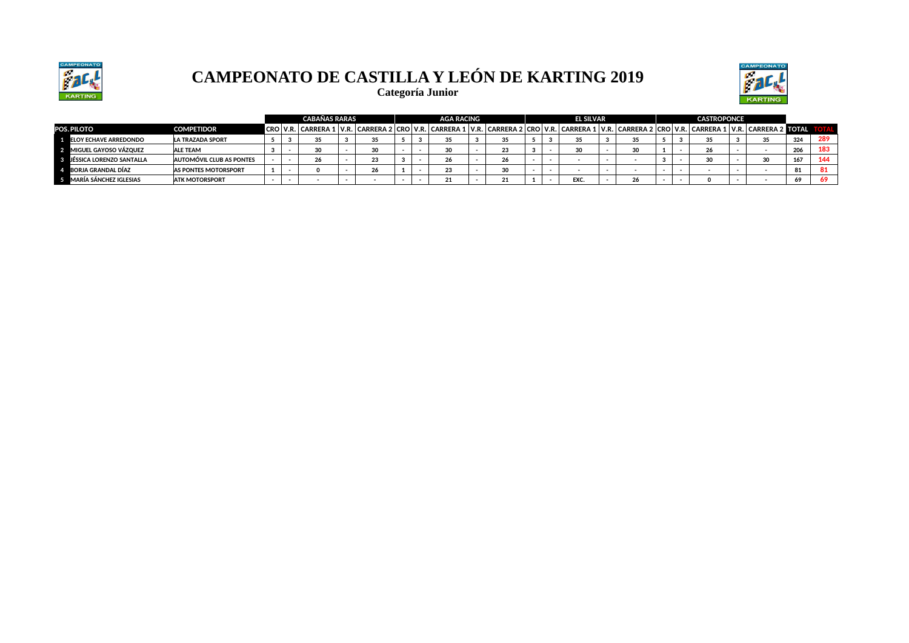# CAMPEONATO DE CASTILLA Y LEÓN DE KARTING 2019

**Categoría Junior**

| | | | CABAÑAS RARAS | | | | | AGA RACING | | | | | EL SILVAR | | | | | CASTROPONCE | | | | | | |
|---|---|---|---|---|---|---|---|---|---|---|---|---|---|---|---|---|---|---|---|---|---|---|---|---|
| POS. | PILOTO | COMPETIDOR | CRO | V.R. | CARRERA 1 | V.R. | CARRERA 2 | CRO | V.R. | CARRERA 1 | V.R. | CARRERA 2 | CRO | V.R. | CARRERA 1 | V.R. | CARRERA 2 | CRO | V.R. | CARRERA 1 | V.R. | CARRERA 2 | TOTAL | TOTAL |
| 1 | ELOY ECHAVE ARREDONDO | LA TRAZADA SPORT | 5 | 3 | 35 | 3 | 35 | 5 | 3 | 35 | 3 | 35 | 5 | 3 | 35 | 3 | 35 | 5 | 3 | 35 | 3 | 35 | 324 | 289 |
| 2 | MIGUEL GAYOSO VÁZQUEZ | ALE TEAM | 3 | - | 30 | - | 30 | - | - | 30 | - | 23 | 3 | - | 30 | - | 30 | 1 | - | 26 | - | - | 206 | 183 |
| 3 | JÉSSICA LORENZO SANTALLA | AUTOMÓVIL CLUB AS PONTES | - | - | 26 | - | 23 | 3 | - | 26 | - | 26 | - | - | - | - | - | 3 | - | 30 | - | 30 | 167 | 144 |
| 4 | BORJA GRANDAL DÍAZ | AS PONTES MOTORSPORT | 1 | - | 0 | - | 26 | 1 | - | 23 | - | 30 | - | - | - | - | - | - | - | - | - | - | 81 | 81 |
| 5 | MARÍA SÁNCHEZ IGLESIAS | ATK MOTORSPORT | - | - | - | - | - | - | - | 21 | - | 21 | 1 | - | EXC. | - | 26 | - | - | 0 | - | - | 69 | 69 |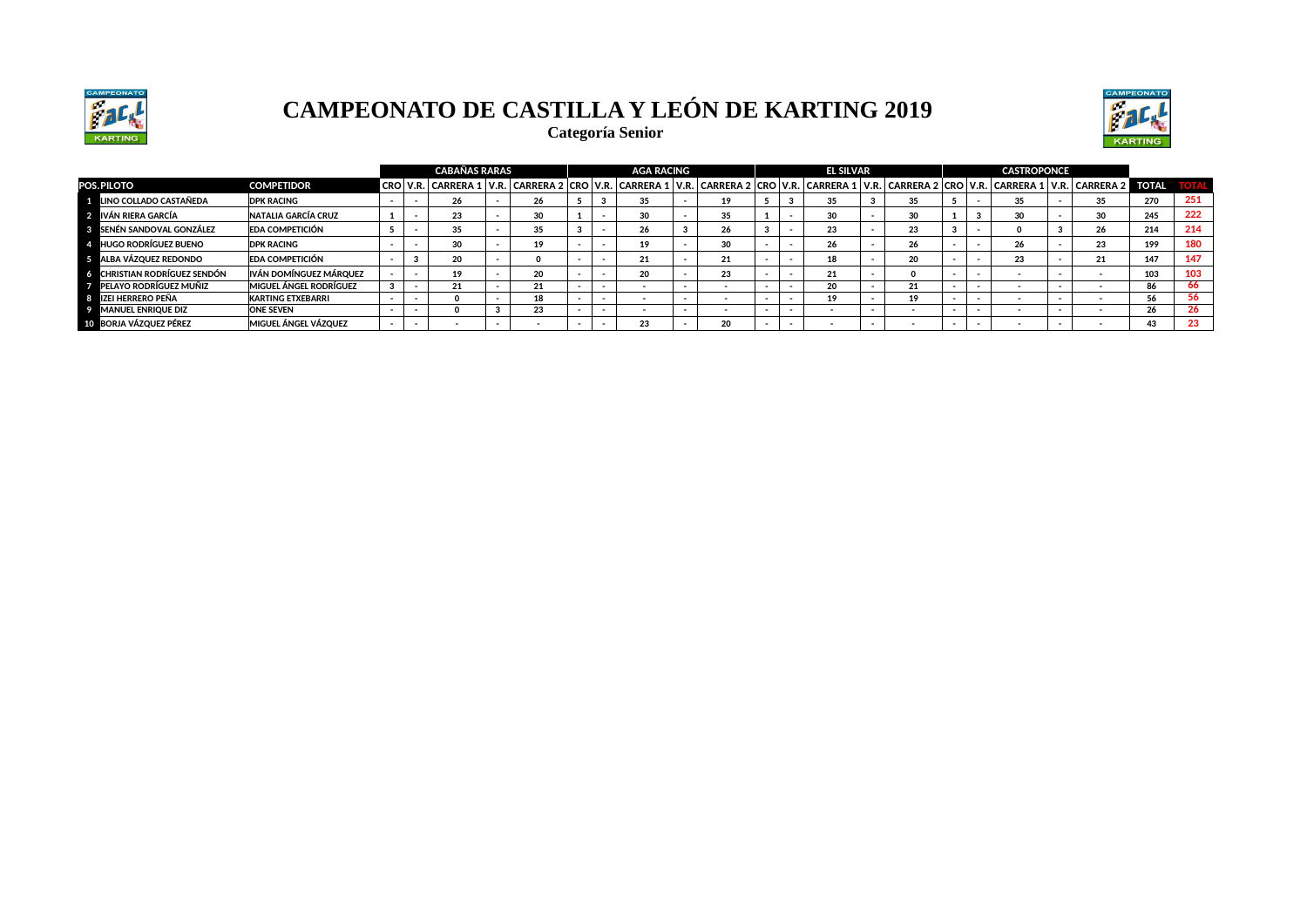# CAMPEONATO DE CASTILLA Y LEÓN DE KARTING 2019

## Categoría Senior

| | | | CABAÑAS RARAS | | | | | AGA RACING | | | | | EL SILVAR | | | | | CASTROPONCE | | | | | | |
|---|---|---|---|---|---|---|---|---|---|---|---|---|---|---|---|---|---|---|---|---|---|---|---|---|
| POS. | PILOTO | COMPETIDOR | CRO | V.R. | CARRERA 1 | V.R. | CARRERA 2 | CRO | V.R. | CARRERA 1 | V.R. | CARRERA 2 | CRO | V.R. | CARRERA 1 | V.R. | CARRERA 2 | CRO | V.R. | CARRERA 1 | V.R. | CARRERA 2 | TOTAL | TOTAL |
| 1 | LINO COLLADO CASTAÑEDA | DPK RACING | - | - | 26 | - | 26 | 5 | 3 | 35 | - | 19 | 5 | 3 | 35 | 3 | 35 | 5 | - | 35 | - | 35 | 270 | 251 |
| 2 | IVÁN RIERA GARCÍA | NATALIA GARCÍA CRUZ | 1 | - | 23 | - | 30 | 1 | - | 30 | - | 35 | 1 | - | 30 | - | 30 | 1 | 3 | 30 | - | 30 | 245 | 222 |
| 3 | SENÉN SANDOVAL GONZÁLEZ | EDA COMPETICIÓN | 5 | - | 35 | - | 35 | 3 | - | 26 | 3 | 26 | 3 | - | 23 | - | 23 | 3 | - | 0 | 3 | 26 | 214 | 214 |
| 4 | HUGO RODRÍGUEZ BUENO | DPK RACING | - | - | 30 | - | 19 | - | - | 19 | - | 30 | - | - | 26 | - | 26 | - | - | 26 | - | 23 | 199 | 180 |
| 5 | ALBA VÁZQUEZ REDONDO | EDA COMPETICIÓN | - | 3 | 20 | - | 0 | - | - | 21 | - | 21 | - | - | 18 | - | 20 | - | - | 23 | - | 21 | 147 | 147 |
| 6 | CHRISTIAN RODRÍGUEZ SENDÓN | IVÁN DOMÍNGUEZ MÁRQUEZ | - | - | 19 | - | 20 | - | - | 20 | - | 23 | - | - | 21 | - | 0 | - | - | - | - | - | 103 | 103 |
| 7 | PELAYO RODRÍGUEZ MUÑIZ | MIGUEL ÁNGEL RODRÍGUEZ | 3 | - | 21 | - | 21 | - | - | - | - | - | - | - | 20 | - | 21 | - | - | - | - | - | 86 | 66 |
| 8 | IZEI HERRERO PEÑA | KARTING ETXEBARRI | - | - | 0 | - | 18 | - | - | - | - | - | - | - | 19 | - | 19 | - | - | - | - | - | 56 | 56 |
| 9 | MANUEL ENRIQUE DIZ | ONE SEVEN | - | - | 0 | 3 | 23 | - | - | - | - | - | - | - | - | - | - | - | - | - | - | - | 26 | 26 |
| 10 | BORJA VÁZQUEZ PÉREZ | MIGUEL ÁNGEL VÁZQUEZ | - | - | - | - | - | - | - | 23 | - | 20 | - | - | - | - | - | - | - | - | - | - | 43 | 23 |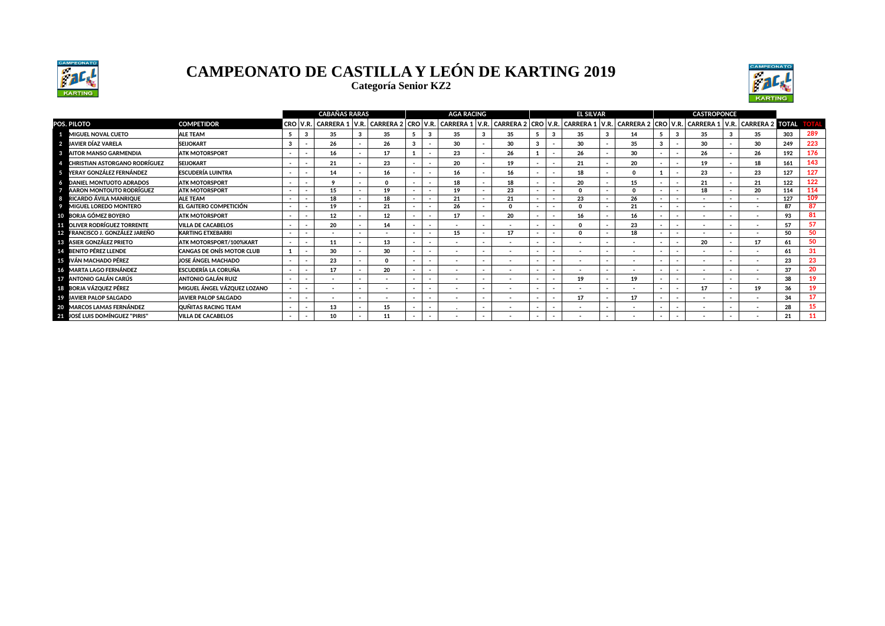# CAMPEONATO DE CASTILLA Y LEÓN DE KARTING 2019

## Categoría Senior KZ2

| POS. | PILOTO | COMPETIDOR | CABAÑAS RARAS | | | | | | AGA RACING | | | | | | EL SILVAR | | | | | | CASTROPONCE | | | | | | | |
|---|---|---|---|---|---|---|---|---|---|---|---|---|---|---|---|---|---|---|---|---|---|---|---|---|---|---|---|---|
| | | | CRO | V.R. | CARRERA 1 | V.R. | CARRERA 2 | CRO | V.R. | CARRERA 1 | V.R. | CARRERA 2 | CRO | V.R. | CARRERA 1 | V.R. | CARRERA 2 | CRO | V.R. | CARRERA 1 | V.R. | CARRERA 2 | TOTAL | TOTAL |
| 1 | MIGUEL NOVAL CUETO | ALE TEAM | 5 | 3 | 35 | 3 | 35 | 5 | 3 | 35 | 3 | 35 | 5 | 3 | 35 | 3 | 14 | 5 | 3 | 35 | 3 | 35 | 303 | 289 |
| 2 | JAVIER DÍAZ VARELA | SEIJOKART | 3 | - | 26 | - | 26 | 3 | - | 30 | - | 30 | 3 | - | 30 | - | 35 | 3 | - | 30 | - | 30 | 249 | 223 |
| 3 | AITOR MANSO GARMENDIA | ATK MOTORSPORT | - | - | 16 | - | 17 | 1 | - | 23 | - | 26 | 1 | - | 26 | - | 30 | - | - | 26 | - | 26 | 192 | 176 |
| 4 | CHRISTIAN ASTORGANO RODRÍGUEZ | SEIJOKART | - | - | 21 | - | 23 | - | - | 20 | - | 19 | - | - | 21 | - | 20 | - | - | 19 | - | 18 | 161 | 143 |
| 5 | YERAY GONZÁLEZ FERNÁNDEZ | ESCUDERÍA LUINTRA | - | - | 14 | - | 16 | - | - | 16 | - | 16 | - | - | 18 | - | 0 | 1 | - | 23 | - | 23 | 127 | 127 |
| 6 | DANIEL MONTUOTO ADRADOS | ATK MOTORSPORT | - | - | 9 | - | 0 | - | - | 18 | - | 18 | - | - | 20 | - | 15 | - | - | 21 | - | 21 | 122 | 122 |
| 7 | AARON MONTOUTO RODRÍGUEZ | ATK MOTORSPORT | - | - | 15 | - | 19 | - | - | 19 | - | 23 | - | - | 0 | - | 0 | - | - | 18 | - | 20 | 114 | 114 |
| 8 | RICARDO ÁVILA MANRIQUE | ALE TEAM | - | - | 18 | - | 18 | - | - | 21 | - | 21 | - | - | 23 | - | 26 | - | - | - | - | - | 127 | 109 |
| 9 | MIGUEL LOREDO MONTERO | EL GAITERO COMPETICIÓN | - | - | 19 | - | 21 | - | - | 26 | - | 0 | - | - | 0 | - | 21 | - | - | - | - | - | 87 | 87 |
| 10 | BORJA GÓMEZ BOYERO | ATK MOTORSPORT | - | - | 12 | - | 12 | - | - | 17 | - | 20 | - | - | 16 | - | 16 | - | - | - | - | - | 93 | 81 |
| 11 | OLIVER RODRÍGUEZ TORRENTE | VILLA DE CACABELOS | - | - | 20 | - | 14 | - | - | - | - | - | - | - | 0 | - | 23 | - | - | - | - | - | 57 | 57 |
| 12 | FRANCISCO J. GONZÁLEZ JAREÑO | KARTING ETXEBARRI | - | - | - | - | - | - | - | 15 | - | 17 | - | - | 0 | - | 18 | - | - | - | - | - | 50 | 50 |
| 13 | ASIER GONZÁLEZ PRIETO | ATK MOTORSPORT/100%KART | - | - | 11 | - | 13 | - | - | - | - | - | - | - | - | - | - | - | - | 20 | - | 17 | 61 | 50 |
| 14 | BENITO PÉREZ LLENDE | CANGAS DE ONÍS MOTOR CLUB | 1 | - | 30 | - | 30 | - | - | - | - | - | - | - | - | - | - | - | - | - | - | - | 61 | 31 |
| 15 | IVÁN MACHADO PÉREZ | JOSE ÁNGEL MACHADO | - | - | 23 | - | 0 | - | - | - | - | - | - | - | - | - | - | - | - | - | - | - | 23 | 23 |
| 16 | MARTA LAGO FERNÁNDEZ | ESCUDERÍA LA CORUÑA | - | - | 17 | - | 20 | - | - | - | - | - | - | - | - | - | - | - | - | - | - | - | 37 | 20 |
| 17 | ANTONIO GALÁN CARÚS | ANTONIO GALÁN RUIZ | - | - | - | - | - | - | - | - | - | - | - | - | 19 | - | 19 | - | - | - | - | - | 38 | 19 |
| 18 | BORJA VÁZQUEZ PÉREZ | MIGUEL ÁNGEL VÁZQUEZ LOZANO | - | - | - | - | - | - | - | - | - | - | - | - | - | - | - | - | - | 17 | - | 19 | 36 | 19 |
| 19 | JAVIER PALOP SALGADO | JAVIER PALOP SALGADO | - | - | - | - | - | - | - | - | - | - | - | - | 17 | - | 17 | - | - | - | - | - | 34 | 17 |
| 20 | MARCOS LAMAS FERNÁNDEZ | QUÑITAS RACING TEAM | - | - | 13 | - | 15 | - | - | . | - | - | - | - | - | - | - | - | - | - | - | - | 28 | 15 |
| 21 | JOSÉ LUIS DOMÍNGUEZ "PIRIS" | VILLA DE CACABELOS | - | - | 10 | - | 11 | - | - | - | - | - | - | - | - | - | - | - | - | - | - | - | 21 | 11 |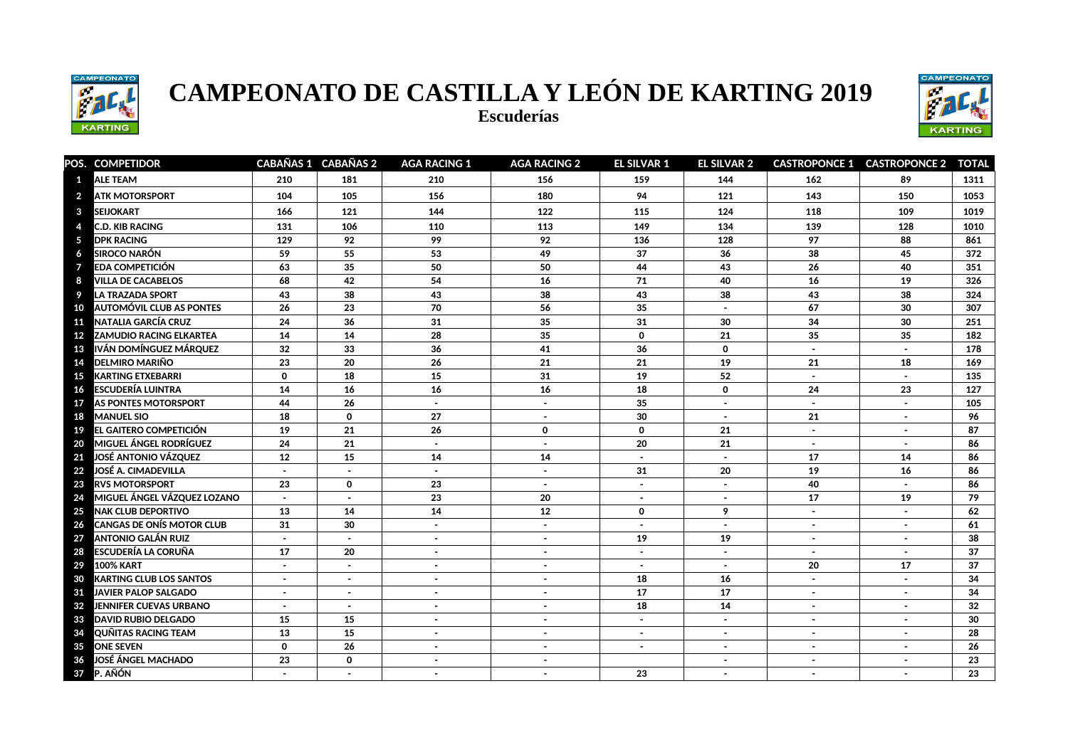# CAMPEONATO DE CASTILLA Y LEÓN DE KARTING 2019

## Escuderías

| POS. | COMPETIDOR | CABAÑAS 1 | CABAÑAS 2 | AGA RACING 1 | AGA RACING 2 | EL SILVAR 1 | EL SILVAR 2 | CASTROPONCE 1 | CASTROPONCE 2 | TOTAL |
|---|---|---|---|---|---|---|---|---|---|---|
| 1 | ALE TEAM | 210 | 181 | 210 | 156 | 159 | 144 | 162 | 89 | 1311 |
| 2 | ATK MOTORSPORT | 104 | 105 | 156 | 180 | 94 | 121 | 143 | 150 | 1053 |
| 3 | SEIJOKART | 166 | 121 | 144 | 122 | 115 | 124 | 118 | 109 | 1019 |
| 4 | C.D. KIB RACING | 131 | 106 | 110 | 113 | 149 | 134 | 139 | 128 | 1010 |
| 5 | DPK RACING | 129 | 92 | 99 | 92 | 136 | 128 | 97 | 88 | 861 |
| 6 | SIROCO NARÓN | 59 | 55 | 53 | 49 | 37 | 36 | 38 | 45 | 372 |
| 7 | EDA COMPETICIÓN | 63 | 35 | 50 | 50 | 44 | 43 | 26 | 40 | 351 |
| 8 | VILLA DE CACABELOS | 68 | 42 | 54 | 16 | 71 | 40 | 16 | 19 | 326 |
| 9 | LA TRAZADA SPORT | 43 | 38 | 43 | 38 | 43 | 38 | 43 | 38 | 324 |
| 10 | AUTOMÓVIL CLUB AS PONTES | 26 | 23 | 70 | 56 | 35 | - | 67 | 30 | 307 |
| 11 | NATALIA GARCÍA CRUZ | 24 | 36 | 31 | 35 | 31 | 30 | 34 | 30 | 251 |
| 12 | ZAMUDIO RACING ELKARTEA | 14 | 14 | 28 | 35 | 0 | 21 | 35 | 35 | 182 |
| 13 | IVÁN DOMÍNGUEZ MÁRQUEZ | 32 | 33 | 36 | 41 | 36 | 0 | - | - | 178 |
| 14 | DELMIRO MARIÑO | 23 | 20 | 26 | 21 | 21 | 19 | 21 | 18 | 169 |
| 15 | KARTING ETXEBARRI | 0 | 18 | 15 | 31 | 19 | 52 | - | - | 135 |
| 16 | ESCUDERÍA LUINTRA | 14 | 16 | 16 | 16 | 18 | 0 | 24 | 23 | 127 |
| 17 | AS PONTES MOTORSPORT | 44 | 26 | - | - | 35 | - | - | - | 105 |
| 18 | MANUEL SIO | 18 | 0 | 27 | - | 30 | - | 21 | - | 96 |
| 19 | EL GAITERO COMPETICIÓN | 19 | 21 | 26 | 0 | 0 | 21 | - | - | 87 |
| 20 | MIGUEL ÁNGEL RODRÍGUEZ | 24 | 21 | - | - | 20 | 21 | - | - | 86 |
| 21 | JOSÉ ANTONIO VÁZQUEZ | 12 | 15 | 14 | 14 | - | - | 17 | 14 | 86 |
| 22 | JOSÉ A. CIMADEVILLA | - | - | - | - | 31 | 20 | 19 | 16 | 86 |
| 23 | RVS MOTORSPORT | 23 | 0 | 23 | - | - | - | 40 | - | 86 |
| 24 | MIGUEL ÁNGEL VÁZQUEZ LOZANO | - | - | 23 | 20 | - | - | 17 | 19 | 79 |
| 25 | NAK CLUB DEPORTIVO | 13 | 14 | 14 | 12 | 0 | 9 | - | - | 62 |
| 26 | CANGAS DE ONÍS MOTOR CLUB | 31 | 30 | - | - | - | - | - | - | 61 |
| 27 | ANTONIO GALÁN RUIZ | - | - | - | - | 19 | 19 | - | - | 38 |
| 28 | ESCUDERÍA LA CORUÑA | 17 | 20 | - | - | - | - | - | - | 37 |
| 29 | 100% KART | - | - | - | - | - | - | 20 | 17 | 37 |
| 30 | KARTING CLUB LOS SANTOS | - | - | - | - | 18 | 16 | - | - | 34 |
| 31 | JAVIER PALOP SALGADO | - | - | - | - | 17 | 17 | - | - | 34 |
| 32 | JENNIFER CUEVAS URBANO | - | - | - | - | 18 | 14 | - | - | 32 |
| 33 | DAVID RUBIO DELGADO | 15 | 15 | - | - | - | - | - | - | 30 |
| 34 | QUÑITAS RACING TEAM | 13 | 15 | - | - | - | - | - | - | 28 |
| 35 | ONE SEVEN | 0 | 26 | - | - | - | - | - | - | 26 |
| 36 | JOSÉ ÁNGEL MACHADO | 23 | 0 | - | - | | - | - | - | 23 |
| 37 | P. AÑÓN | - | - | - | - | 23 | - | - | - | 23 |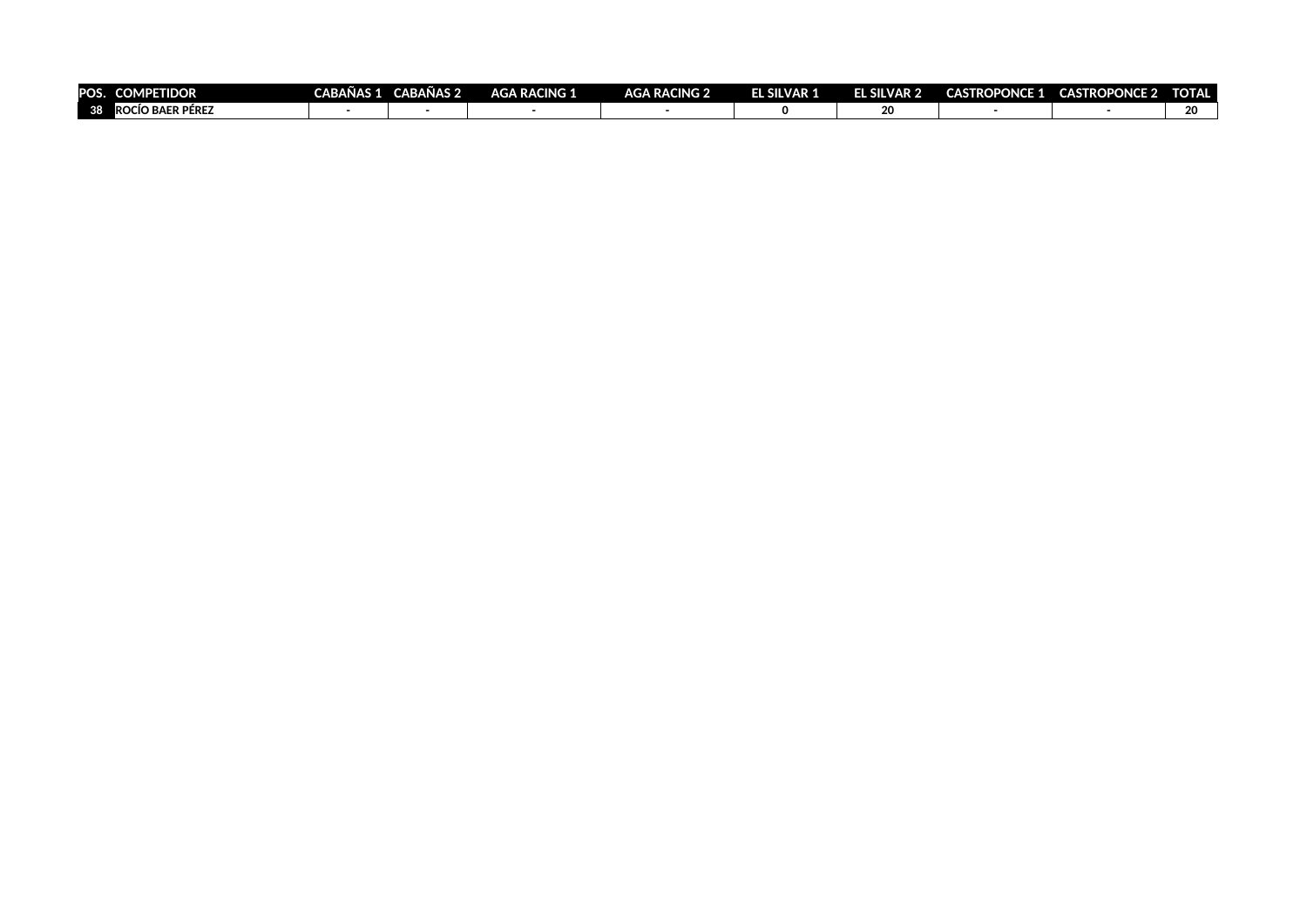| POS. | COMPETIDOR | CABAÑAS 1 | CABAÑAS 2 | AGA RACING 1 | AGA RACING 2 | EL SILVAR 1 | EL SILVAR 2 | CASTROPONCE 1 | CASTROPONCE 2 | TOTAL |
|---|---|---|---|---|---|---|---|---|---|---|
| 38 | ROCÍO BAER PÉREZ | - | - | - | - | 0 | 20 | - | - | 20 |